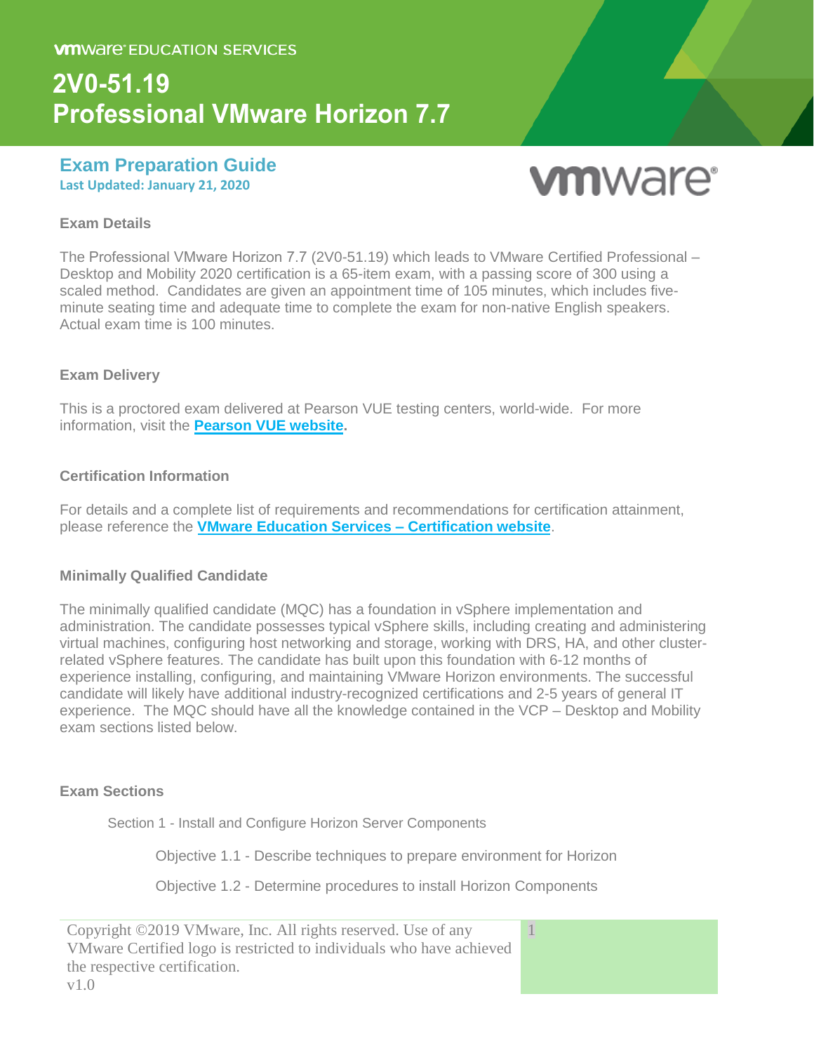VMware EDUCATION SERVICES

# 2V0-51.19
# Professional VMware Horizon 7.7

## Exam Preparation Guide

**Last Updated: January 21, 2020**

### Exam Details

The Professional VMware Horizon 7.7 (2V0-51.19) which leads to VMware Certified Professional – Desktop and Mobility 2020 certification is a 65-item exam, with a passing score of 300 using a scaled method. Candidates are given an appointment time of 105 minutes, which includes five-minute seating time and adequate time to complete the exam for non-native English speakers. Actual exam time is 100 minutes.

### Exam Delivery

This is a proctored exam delivered at Pearson VUE testing centers, world-wide. For more information, visit the **Pearson VUE website**.

### Certification Information

For details and a complete list of requirements and recommendations for certification attainment, please reference the **VMware Education Services – Certification website**.

### Minimally Qualified Candidate

The minimally qualified candidate (MQC) has a foundation in vSphere implementation and administration. The candidate possesses typical vSphere skills, including creating and administering virtual machines, configuring host networking and storage, working with DRS, HA, and other cluster-related vSphere features. The candidate has built upon this foundation with 6-12 months of experience installing, configuring, and maintaining VMware Horizon environments. The successful candidate will likely have additional industry-recognized certifications and 2-5 years of general IT experience. The MQC should have all the knowledge contained in the VCP – Desktop and Mobility exam sections listed below.

### Exam Sections

- Section 1 - Install and Configure Horizon Server Components
  - Objective 1.1 - Describe techniques to prepare environment for Horizon
  - Objective 1.2 - Determine procedures to install Horizon Components

Copyright ©2019 VMware, Inc. All rights reserved. Use of any VMware Certified logo is restricted to individuals who have achieved the respective certification.
v1.0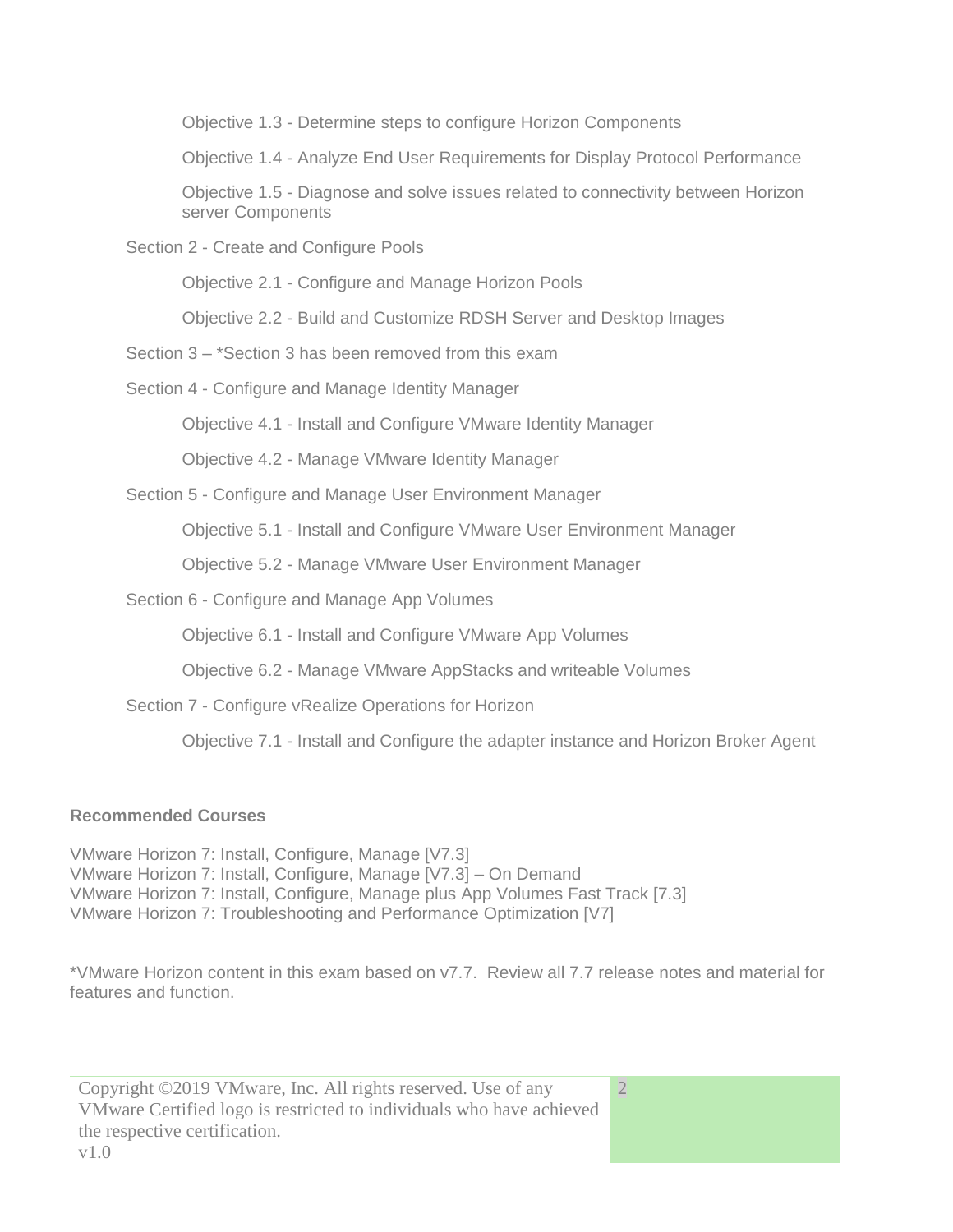Objective 1.3 - Determine steps to configure Horizon Components

Objective 1.4 - Analyze End User Requirements for Display Protocol Performance

Objective 1.5 - Diagnose and solve issues related to connectivity between Horizon server Components

Section 2 - Create and Configure Pools

Objective 2.1 - Configure and Manage Horizon Pools

Objective 2.2 - Build and Customize RDSH Server and Desktop Images

Section 3 – *Section 3 has been removed from this exam

Section 4 - Configure and Manage Identity Manager

Objective 4.1 - Install and Configure VMware Identity Manager

Objective 4.2 - Manage VMware Identity Manager

Section 5 - Configure and Manage User Environment Manager

Objective 5.1 - Install and Configure VMware User Environment Manager

Objective 5.2 - Manage VMware User Environment Manager

Section 6 - Configure and Manage App Volumes

Objective 6.1 - Install and Configure VMware App Volumes

Objective 6.2 - Manage VMware AppStacks and writeable Volumes

Section 7 - Configure vRealize Operations for Horizon

Objective 7.1 - Install and Configure the adapter instance and Horizon Broker Agent

**Recommended Courses**

VMware Horizon 7: Install, Configure, Manage [V7.3]
VMware Horizon 7: Install, Configure, Manage [V7.3] – On Demand
VMware Horizon 7: Install, Configure, Manage plus App Volumes Fast Track [7.3]
VMware Horizon 7: Troubleshooting and Performance Optimization [V7]

*VMware Horizon content in this exam based on v7.7. Review all 7.7 release notes and material for features and function.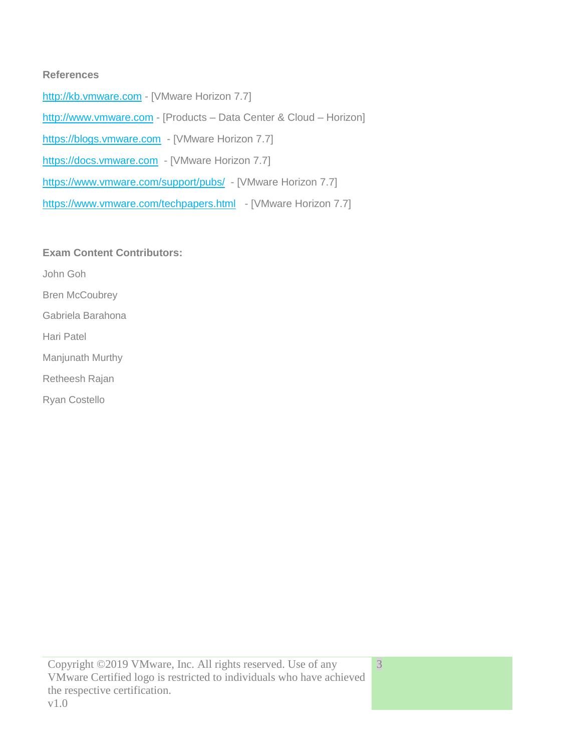**References**

http://kb.vmware.com - [VMware Horizon 7.7]

http://www.vmware.com - [Products – Data Center & Cloud – Horizon]

https://blogs.vmware.com - [VMware Horizon 7.7]

https://docs.vmware.com - [VMware Horizon 7.7]

https://www.vmware.com/support/pubs/ - [VMware Horizon 7.7]

https://www.vmware.com/techpapers.html - [VMware Horizon 7.7]

**Exam Content Contributors:**

John Goh

Bren McCoubrey

Gabriela Barahona

Hari Patel

Manjunath Murthy

Retheesh Rajan

Ryan Costello

Copyright ©2019 VMware, Inc. All rights reserved. Use of any VMware Certified logo is restricted to individuals who have achieved the respective certification.
v1.0